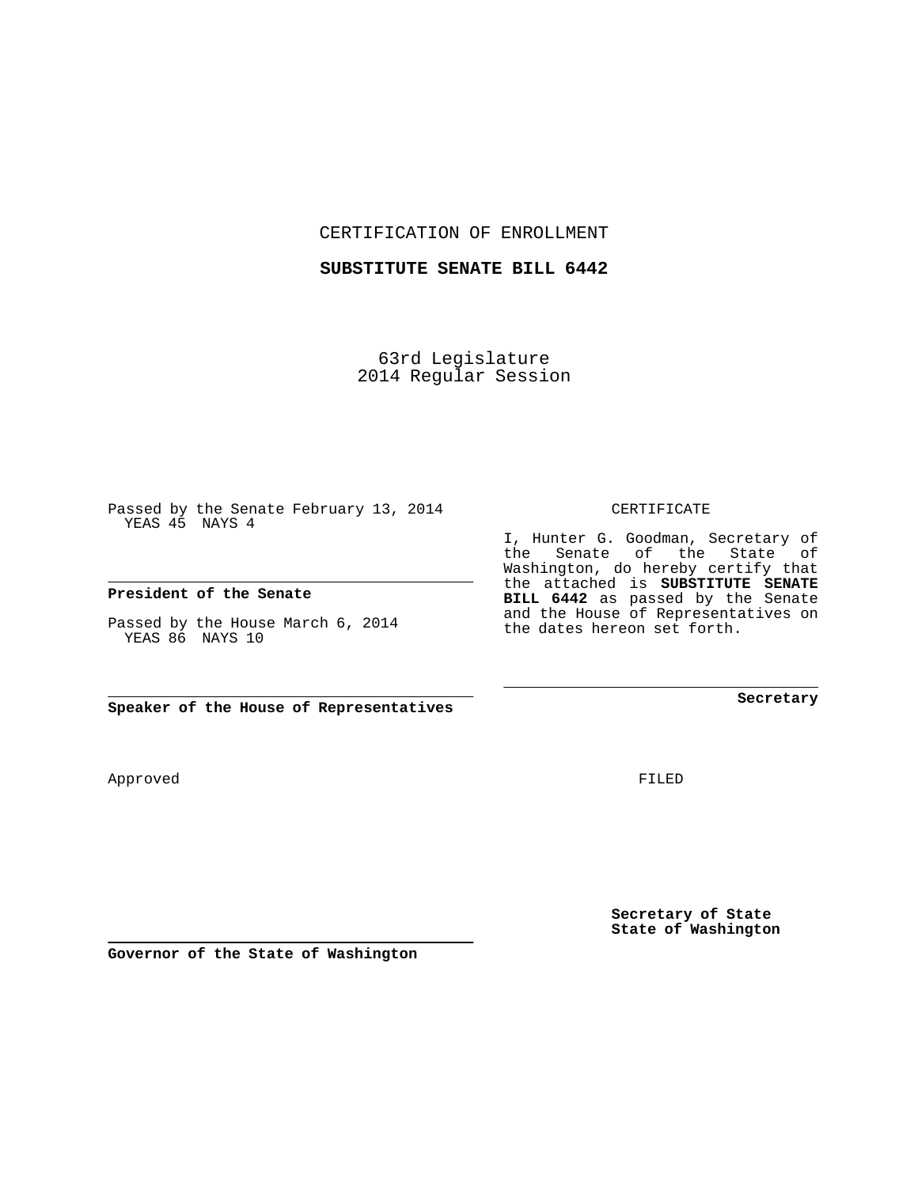CERTIFICATION OF ENROLLMENT

**SUBSTITUTE SENATE BILL 6442**

63rd Legislature
2014 Regular Session

Passed by the Senate February 13, 2014
YEAS 45 NAYS 4

**President of the Senate**

Passed by the House March 6, 2014
YEAS 86 NAYS 10

**Speaker of the House of Representatives**

CERTIFICATE

I, Hunter G. Goodman, Secretary of the Senate of the State of Washington, do hereby certify that the attached is **SUBSTITUTE SENATE BILL 6442** as passed by the Senate and the House of Representatives on the dates hereon set forth.

**Secretary**

Approved

FILED

**Governor of the State of Washington**

**Secretary of State**
**State of Washington**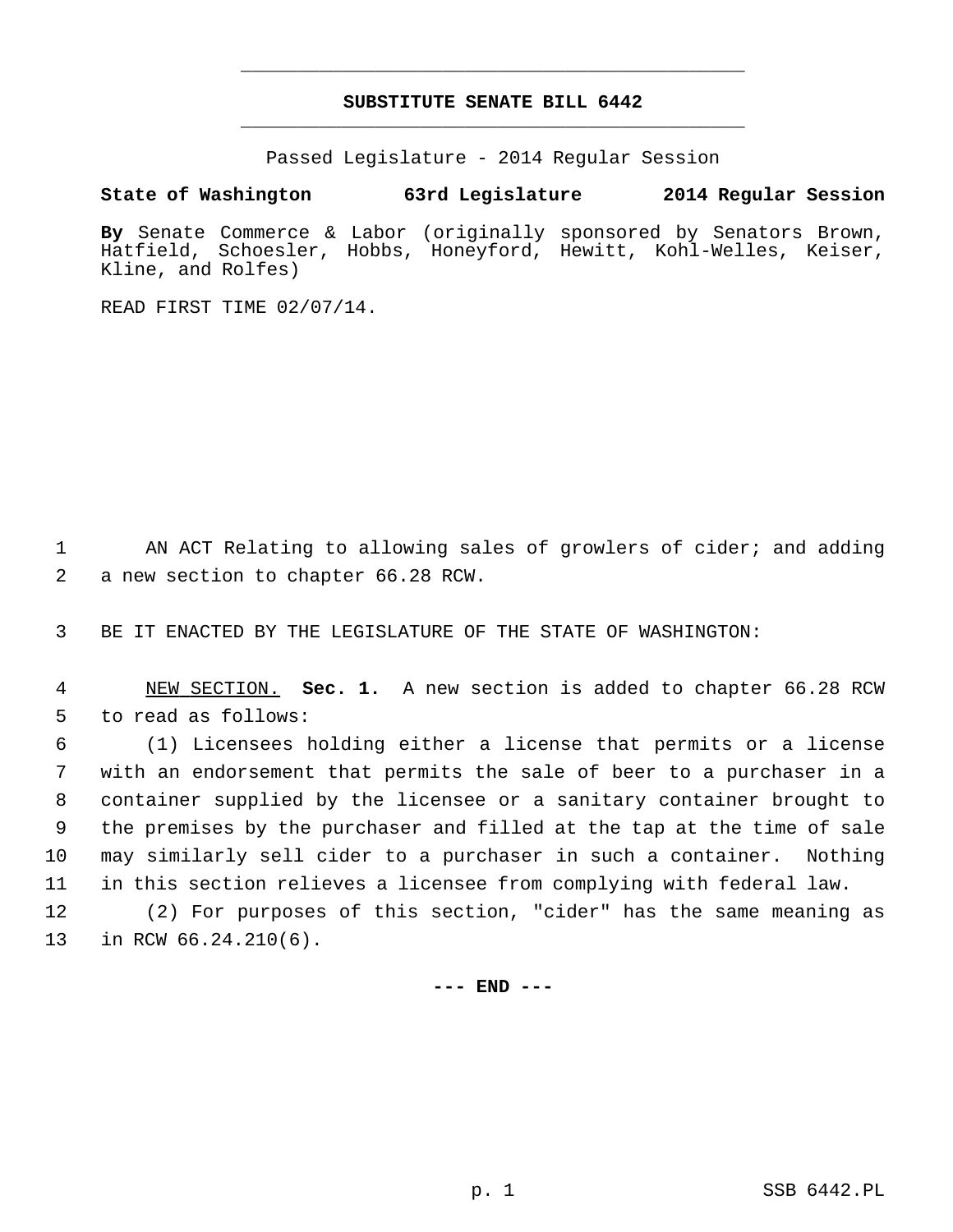# SUBSTITUTE SENATE BILL 6442

Passed Legislature - 2014 Regular Session

**State of Washington 63rd Legislature 2014 Regular Session**

**By** Senate Commerce & Labor (originally sponsored by Senators Brown, Hatfield, Schoesler, Hobbs, Honeyford, Hewitt, Kohl-Welles, Keiser, Kline, and Rolfes)

READ FIRST TIME 02/07/14.

AN ACT Relating to allowing sales of growlers of cider; and adding a new section to chapter 66.28 RCW.

BE IT ENACTED BY THE LEGISLATURE OF THE STATE OF WASHINGTON:

NEW SECTION. **Sec. 1.** A new section is added to chapter 66.28 RCW to read as follows:

(1) Licensees holding either a license that permits or a license with an endorsement that permits the sale of beer to a purchaser in a container supplied by the licensee or a sanitary container brought to the premises by the purchaser and filled at the tap at the time of sale may similarly sell cider to a purchaser in such a container. Nothing in this section relieves a licensee from complying with federal law.

(2) For purposes of this section, "cider" has the same meaning as in RCW 66.24.210(6).

**--- END ---**